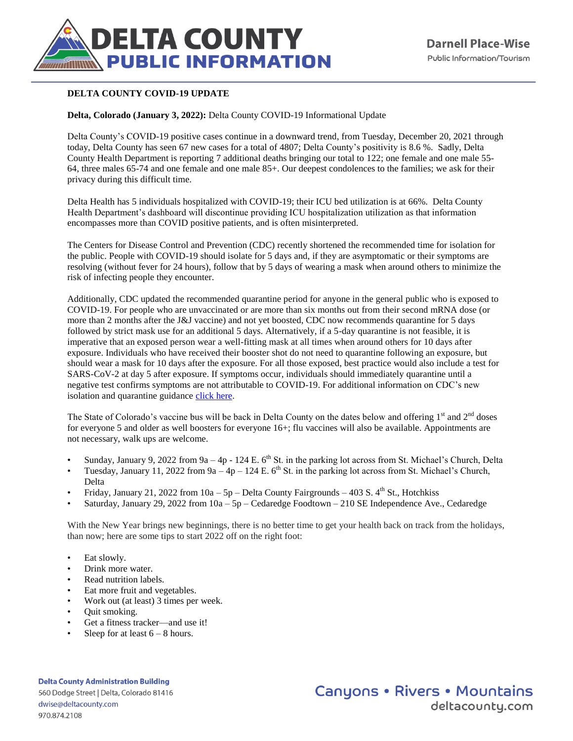# DELTA COUNTY PUBLIC INFORMATION

Darnell Place-Wise
Public Information/Tourism

**DELTA COUNTY COVID-19 UPDATE**

**Delta, Colorado (January 3, 2022):** Delta County COVID-19 Informational Update

Delta County's COVID-19 positive cases continue in a downward trend, from Tuesday, December 20, 2021 through today, Delta County has seen 67 new cases for a total of 4807; Delta County's positivity is 8.6 %. Sadly, Delta County Health Department is reporting 7 additional deaths bringing our total to 122; one female and one male 55-64, three males 65-74 and one female and one male 85+. Our deepest condolences to the families; we ask for their privacy during this difficult time.

Delta Health has 5 individuals hospitalized with COVID-19; their ICU bed utilization is at 66%. Delta County Health Department's dashboard will discontinue providing ICU hospitalization utilization as that information encompasses more than COVID positive patients, and is often misinterpreted.

The Centers for Disease Control and Prevention (CDC) recently shortened the recommended time for isolation for the public. People with COVID-19 should isolate for 5 days and, if they are asymptomatic or their symptoms are resolving (without fever for 24 hours), follow that by 5 days of wearing a mask when around others to minimize the risk of infecting people they encounter.

Additionally, CDC updated the recommended quarantine period for anyone in the general public who is exposed to COVID-19. For people who are unvaccinated or are more than six months out from their second mRNA dose (or more than 2 months after the J&J vaccine) and not yet boosted, CDC now recommends quarantine for 5 days followed by strict mask use for an additional 5 days. Alternatively, if a 5-day quarantine is not feasible, it is imperative that an exposed person wear a well-fitting mask at all times when around others for 10 days after exposure. Individuals who have received their booster shot do not need to quarantine following an exposure, but should wear a mask for 10 days after the exposure. For all those exposed, best practice would also include a test for SARS-CoV-2 at day 5 after exposure. If symptoms occur, individuals should immediately quarantine until a negative test confirms symptoms are not attributable to COVID-19. For additional information on CDC's new isolation and quarantine guidance [click here](click here).

The State of Colorado's vaccine bus will be back in Delta County on the dates below and offering 1st and 2nd doses for everyone 5 and older as well boosters for everyone 16+; flu vaccines will also be available. Appointments are not necessary, walk ups are welcome.

- Sunday, January 9, 2022 from 9a – 4p - 124 E. 6th St. in the parking lot across from St. Michael's Church, Delta
- Tuesday, January 11, 2022 from 9a – 4p – 124 E. 6th St. in the parking lot across from St. Michael's Church, Delta
- Friday, January 21, 2022 from 10a – 5p – Delta County Fairgrounds – 403 S. 4th St., Hotchkiss
- Saturday, January 29, 2022 from 10a – 5p – Cedaredge Foodtown – 210 SE Independence Ave., Cedaredge

With the New Year brings new beginnings, there is no better time to get your health back on track from the holidays, than now; here are some tips to start 2022 off on the right foot:

- Eat slowly.
- Drink more water.
- Read nutrition labels.
- Eat more fruit and vegetables.
- Work out (at least) 3 times per week.
- Quit smoking.
- Get a fitness tracker—and use it!
- Sleep for at least 6 – 8 hours.

**Delta County Administration Building**
560 Dodge Street | Delta, Colorado 81416
dwise@deltacounty.com
970.874.2108

Canyons • Rivers • Mountains
deltacounty.com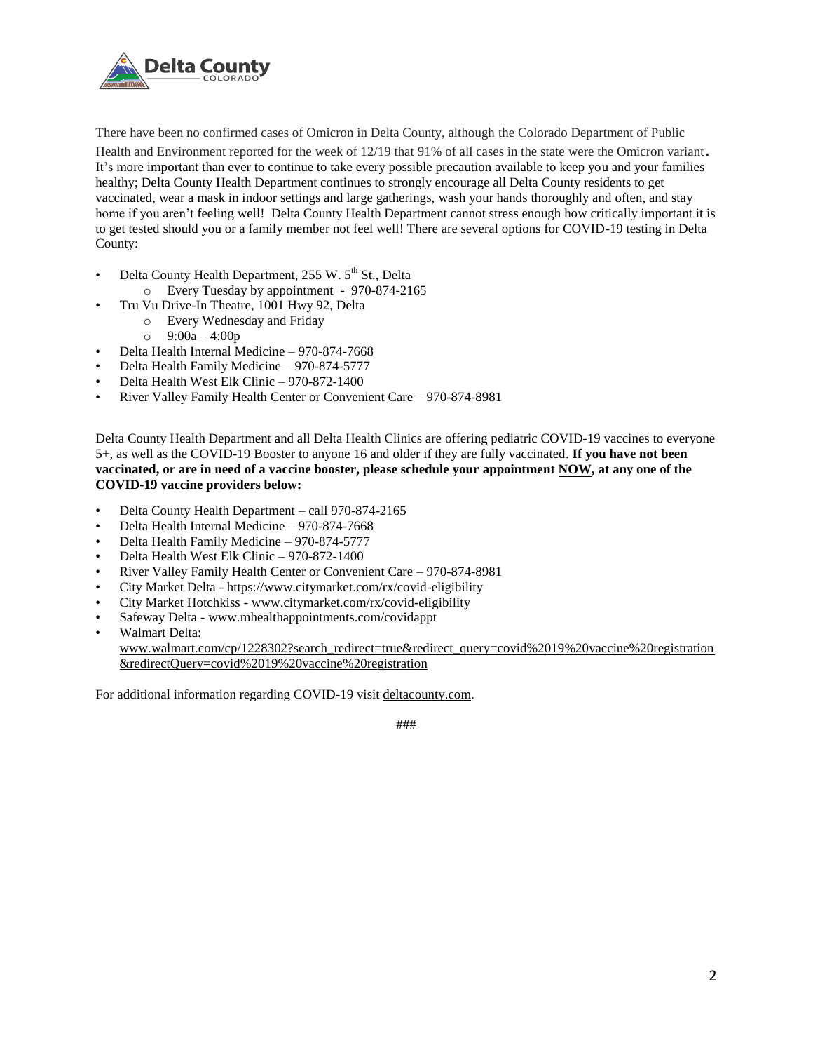There have been no confirmed cases of Omicron in Delta County, although the Colorado Department of Public Health and Environment reported for the week of 12/19 that 91% of all cases in the state were the Omicron variant. It's more important than ever to continue to take every possible precaution available to keep you and your families healthy; Delta County Health Department continues to strongly encourage all Delta County residents to get vaccinated, wear a mask in indoor settings and large gatherings, wash your hands thoroughly and often, and stay home if you aren't feeling well! Delta County Health Department cannot stress enough how critically important it is to get tested should you or a family member not feel well! There are several options for COVID-19 testing in Delta County:

- Delta County Health Department, 255 W. 5th St., Delta
  - Every Tuesday by appointment - 970-874-2165
- Tru Vu Drive-In Theatre, 1001 Hwy 92, Delta
  - Every Wednesday and Friday
  - 9:00a – 4:00p
- Delta Health Internal Medicine – 970-874-7668
- Delta Health Family Medicine – 970-874-5777
- Delta Health West Elk Clinic – 970-872-1400
- River Valley Family Health Center or Convenient Care – 970-874-8981

Delta County Health Department and all Delta Health Clinics are offering pediatric COVID-19 vaccines to everyone 5+, as well as the COVID-19 Booster to anyone 16 and older if they are fully vaccinated. **If you have not been vaccinated, or are in need of a vaccine booster, please schedule your appointment NOW, at any one of the COVID-19 vaccine providers below:**

- Delta County Health Department – call 970-874-2165
- Delta Health Internal Medicine – 970-874-7668
- Delta Health Family Medicine – 970-874-5777
- Delta Health West Elk Clinic – 970-872-1400
- River Valley Family Health Center or Convenient Care – 970-874-8981
- City Market Delta - https://www.citymarket.com/rx/covid-eligibility
- City Market Hotchkiss - www.citymarket.com/rx/covid-eligibility
- Safeway Delta - www.mhealthappointments.com/covidappt
- Walmart Delta: www.walmart.com/cp/1228302?search_redirect=true&redirect_query=covid%2019%20vaccine%20registration&redirectQuery=covid%2019%20vaccine%20registration

For additional information regarding COVID-19 visit deltacounty.com.

###